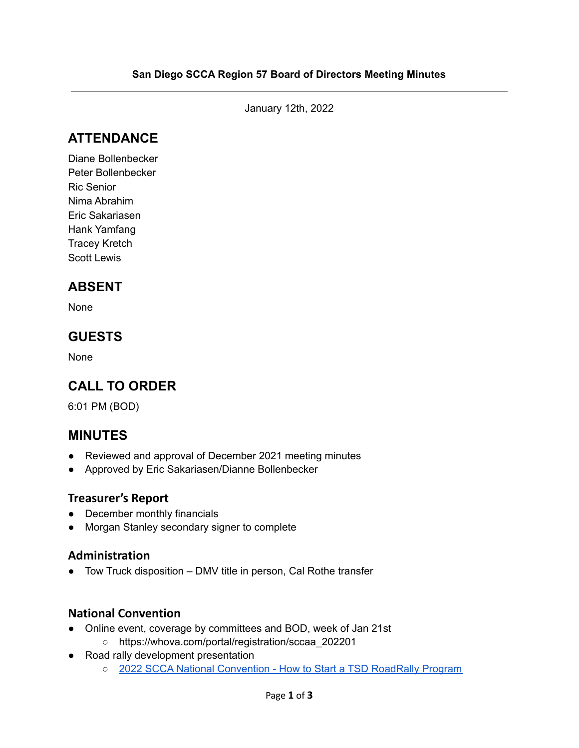**San Diego SCCA Region 57 Board of Directors Meeting Minutes**

---

January 12th, 2022

## ATTENDANCE

Diane Bollenbecker
Peter Bollenbecker
Ric Senior
Nima Abrahim
Eric Sakariasen
Hank Yamfang
Tracey Kretch
Scott Lewis

## ABSENT

None

## GUESTS

None

## CALL TO ORDER

6:01 PM (BOD)

## MINUTES

- Reviewed and approval of December 2021 meeting minutes
- Approved by Eric Sakariasen/Dianne Bollenbecker

### Treasurer's Report

- December monthly financials
- Morgan Stanley secondary signer to complete

### Administration

- Tow Truck disposition – DMV title in person, Cal Rothe transfer

### National Convention

- Online event, coverage by committees and BOD, week of Jan 21st
  - https://whova.com/portal/registration/sccaa_202201
- Road rally development presentation
  - 2022 SCCA National Convention - How to Start a TSD RoadRally Program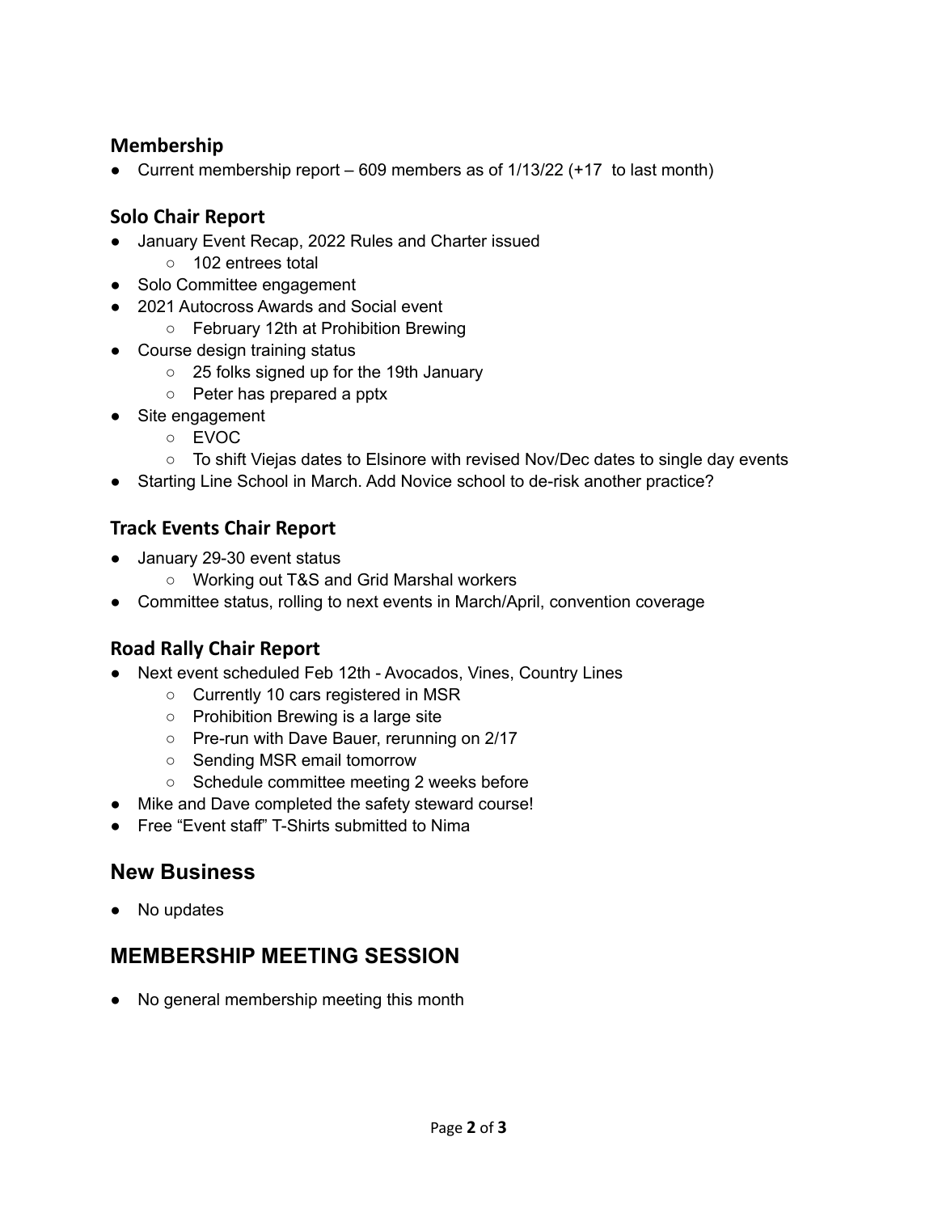### Membership

- Current membership report – 609 members as of 1/13/22 (+17  to last month)

### Solo Chair Report

- January Event Recap, 2022 Rules and Charter issued
    - 102 entrees total
- Solo Committee engagement
- 2021 Autocross Awards and Social event
    - February 12th at Prohibition Brewing
- Course design training status
    - 25 folks signed up for the 19th January
    - Peter has prepared a pptx
- Site engagement
    - EVOC
    - To shift Viejas dates to Elsinore with revised Nov/Dec dates to single day events
- Starting Line School in March. Add Novice school to de-risk another practice?

### Track Events Chair Report

- January 29-30 event status
    - Working out T&S and Grid Marshal workers
- Committee status, rolling to next events in March/April, convention coverage

### Road Rally Chair Report

- Next event scheduled Feb 12th - Avocados, Vines, Country Lines
    - Currently 10 cars registered in MSR
    - Prohibition Brewing is a large site
    - Pre-run with Dave Bauer, rerunning on 2/17
    - Sending MSR email tomorrow
    - Schedule committee meeting 2 weeks before
- Mike and Dave completed the safety steward course!
- Free "Event staff" T-Shirts submitted to Nima

## New Business

- No updates

## MEMBERSHIP MEETING SESSION

- No general membership meeting this month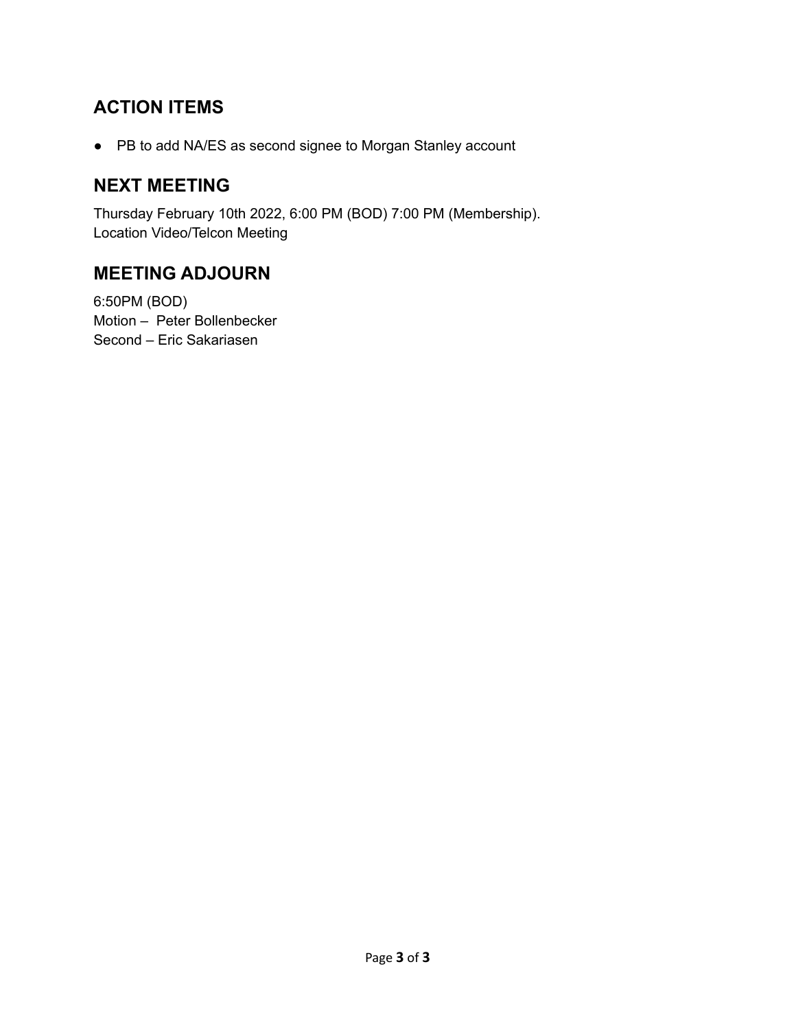## ACTION ITEMS

- PB to add NA/ES as second signee to Morgan Stanley account

## NEXT MEETING

Thursday February 10th 2022, 6:00 PM (BOD) 7:00 PM (Membership).
Location Video/Telcon Meeting

## MEETING ADJOURN

6:50PM (BOD)
Motion – Peter Bollenbecker
Second – Eric Sakariasen